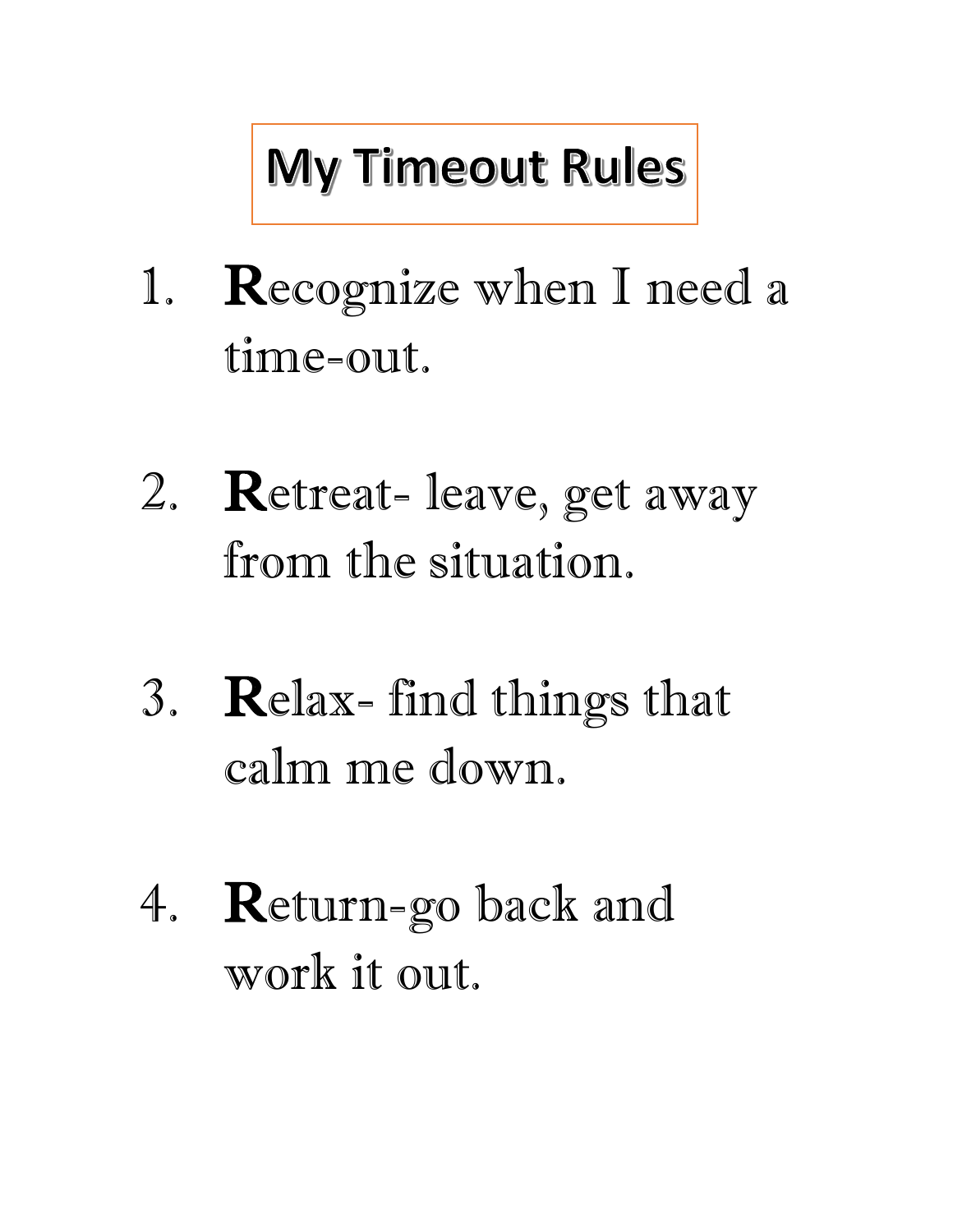# My Timeout Rules

1. **R**ecognize when I need a time-out.

2. **R**etreat- leave, get away from the situation.

3. **R**elax- find things that calm me down.

4. **R**eturn-go back and work it out.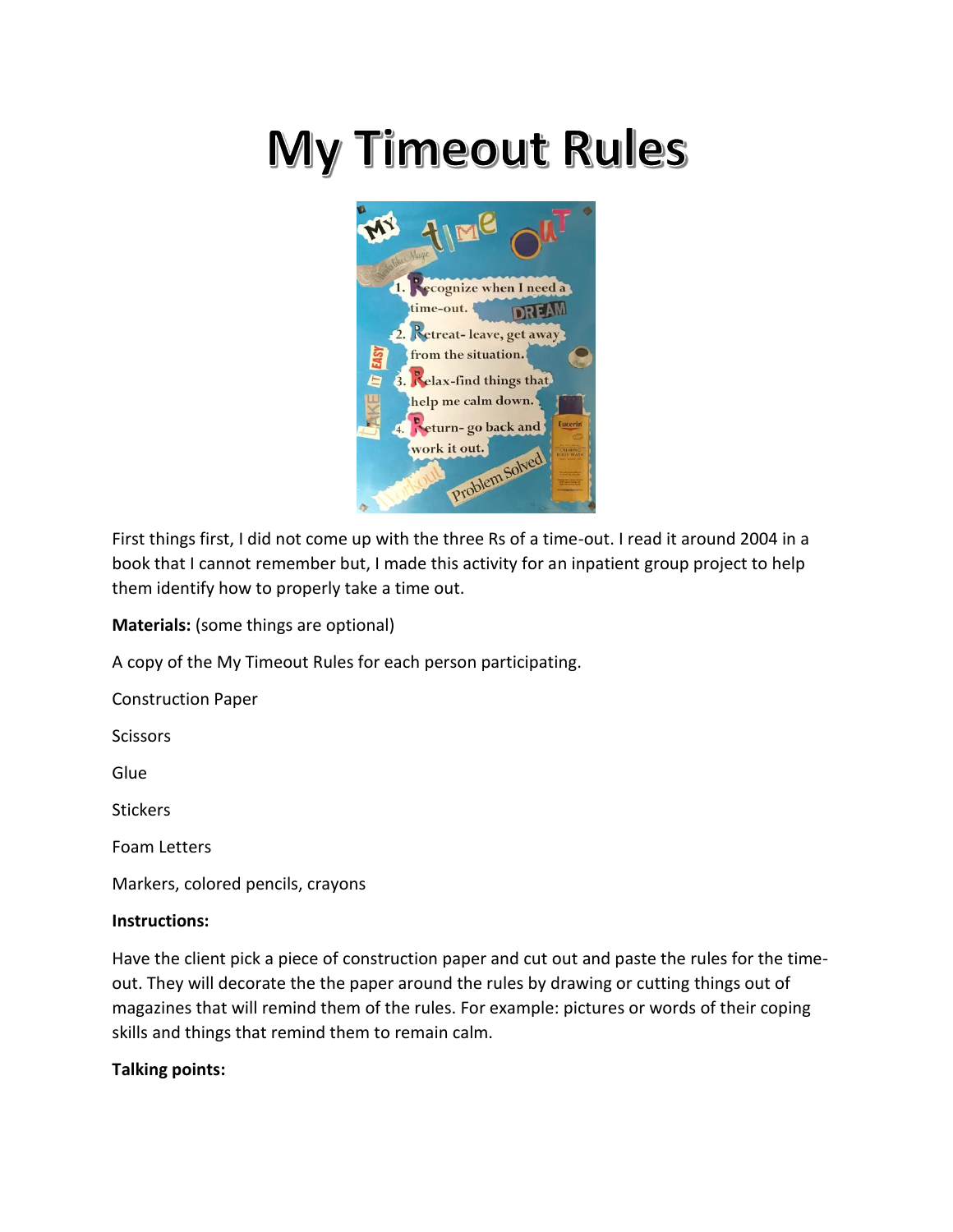# My Timeout Rules

First things first, I did not come up with the three Rs of a time-out. I read it around 2004 in a book that I cannot remember but, I made this activity for an inpatient group project to help them identify how to properly take a time out.

**Materials:** (some things are optional)

A copy of the My Timeout Rules for each person participating.

Construction Paper

Scissors

Glue

Stickers

Foam Letters

Markers, colored pencils, crayons

**Instructions:**

Have the client pick a piece of construction paper and cut out and paste the rules for the time-out. They will decorate the the paper around the rules by drawing or cutting things out of magazines that will remind them of the rules. For example: pictures or words of their coping skills and things that remind them to remain calm.

**Talking points:**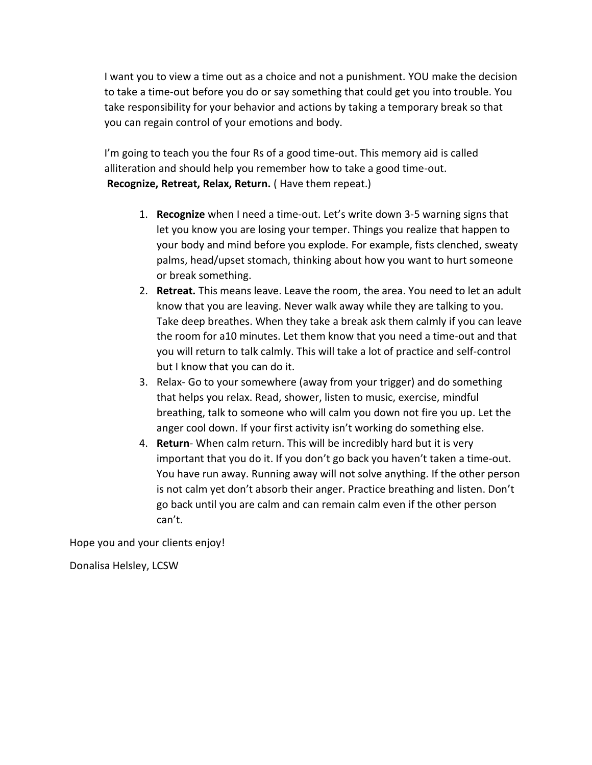I want you to view a time out as a choice and not a punishment. YOU make the decision to take a time-out before you do or say something that could get you into trouble. You take responsibility for your behavior and actions by taking a temporary break so that you can regain control of your emotions and body.

I'm going to teach you the four Rs of a good time-out. This memory aid is called alliteration and should help you remember how to take a good time-out. **Recognize, Retreat, Relax, Return.** ( Have them repeat.)

1. **Recognize** when I need a time-out. Let's write down 3-5 warning signs that let you know you are losing your temper. Things you realize that happen to your body and mind before you explode. For example, fists clenched, sweaty palms, head/upset stomach, thinking about how you want to hurt someone or break something.
2. **Retreat.** This means leave. Leave the room, the area. You need to let an adult know that you are leaving. Never walk away while they are talking to you. Take deep breathes. When they take a break ask them calmly if you can leave the room for a10 minutes. Let them know that you need a time-out and that you will return to talk calmly. This will take a lot of practice and self-control but I know that you can do it.
3. Relax- Go to your somewhere (away from your trigger) and do something that helps you relax. Read, shower, listen to music, exercise, mindful breathing, talk to someone who will calm you down not fire you up. Let the anger cool down. If your first activity isn't working do something else.
4. **Return**- When calm return. This will be incredibly hard but it is very important that you do it. If you don't go back you haven't taken a time-out. You have run away. Running away will not solve anything. If the other person is not calm yet don't absorb their anger. Practice breathing and listen. Don't go back until you are calm and can remain calm even if the other person can't.

Hope you and your clients enjoy!

Donalisa Helsley, LCSW